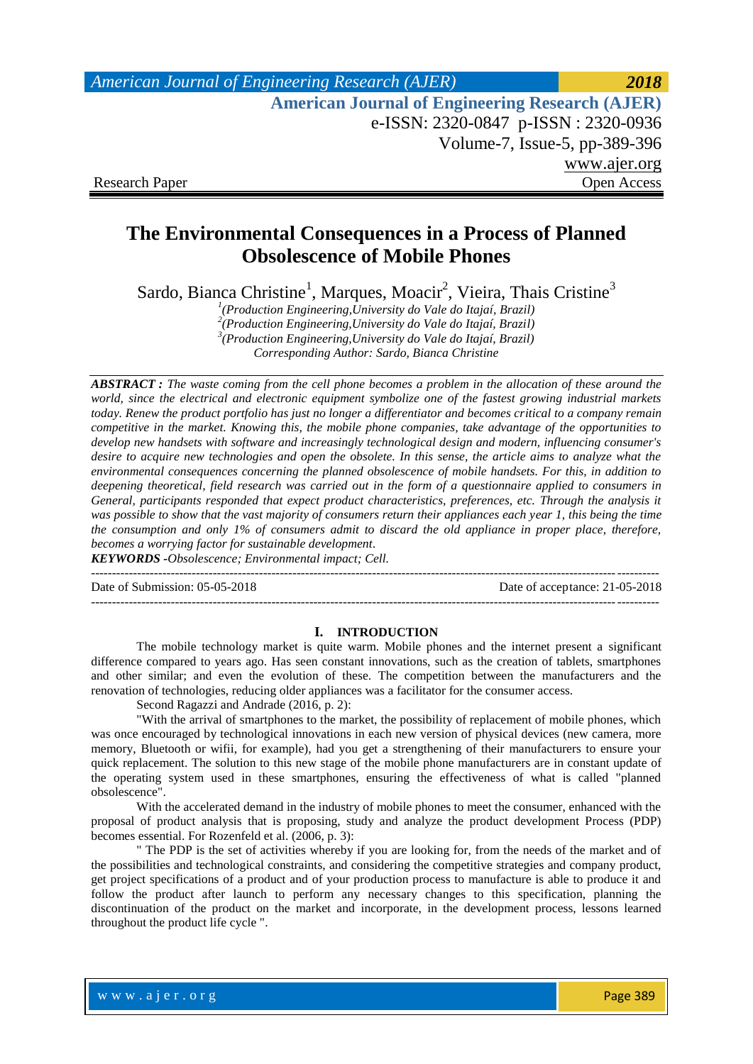Research Paper Open Access

# The Environmental Consequences in a Process of Planned Obsolescence of Mobile Phones

Sardo, Bianca Christine[1], Marques, Moacir[2], Vieira, Thais Cristine[3]

[1](Production Engineering,University do Vale do Itajaí, Brazil)
[2](Production Engineering,University do Vale do Itajaí, Brazil)
[3](Production Engineering,University do Vale do Itajaí, Brazil)
*Corresponding Author: Sardo, Bianca Christine*

***ABSTRACT :*** *The waste coming from the cell phone becomes a problem in the allocation of these around the world, since the electrical and electronic equipment symbolize one of the fastest growing industrial markets today. Renew the product portfolio has just no longer a differentiator and becomes critical to a company remain competitive in the market. Knowing this, the mobile phone companies, take advantage of the opportunities to develop new handsets with software and increasingly technological design and modern, influencing consumer's desire to acquire new technologies and open the obsolete. In this sense, the article aims to analyze what the environmental consequences concerning the planned obsolescence of mobile handsets. For this, in addition to deepening theoretical, field research was carried out in the form of a questionnaire applied to consumers in General, participants responded that expect product characteristics, preferences, etc. Through the analysis it was possible to show that the vast majority of consumers return their appliances each year 1, this being the time the consumption and only 1% of consumers admit to discard the old appliance in proper place, therefore, becomes a worrying factor for sustainable development.*

***KEYWORDS** -Obsolescence; Environmental impact; Cell.*

Date of Submission: 05-05-2018 Date of acceptance: 21-05-2018

## I. INTRODUCTION

The mobile technology market is quite warm. Mobile phones and the internet present a significant difference compared to years ago. Has seen constant innovations, such as the creation of tablets, smartphones and other similar; and even the evolution of these. The competition between the manufacturers and the renovation of technologies, reducing older appliances was a facilitator for the consumer access.

Second Ragazzi and Andrade (2016, p. 2):

"With the arrival of smartphones to the market, the possibility of replacement of mobile phones, which was once encouraged by technological innovations in each new version of physical devices (new camera, more memory, Bluetooth or wifii, for example), had you get a strengthening of their manufacturers to ensure your quick replacement. The solution to this new stage of the mobile phone manufacturers are in constant update of the operating system used in these smartphones, ensuring the effectiveness of what is called "planned obsolescence".

With the accelerated demand in the industry of mobile phones to meet the consumer, enhanced with the proposal of product analysis that is proposing, study and analyze the product development Process (PDP) becomes essential. For Rozenfeld et al. (2006, p. 3):

" The PDP is the set of activities whereby if you are looking for, from the needs of the market and of the possibilities and technological constraints, and considering the competitive strategies and company product, get project specifications of a product and of your production process to manufacture is able to produce it and follow the product after launch to perform any necessary changes to this specification, planning the discontinuation of the product on the market and incorporate, in the development process, lessons learned throughout the product life cycle ".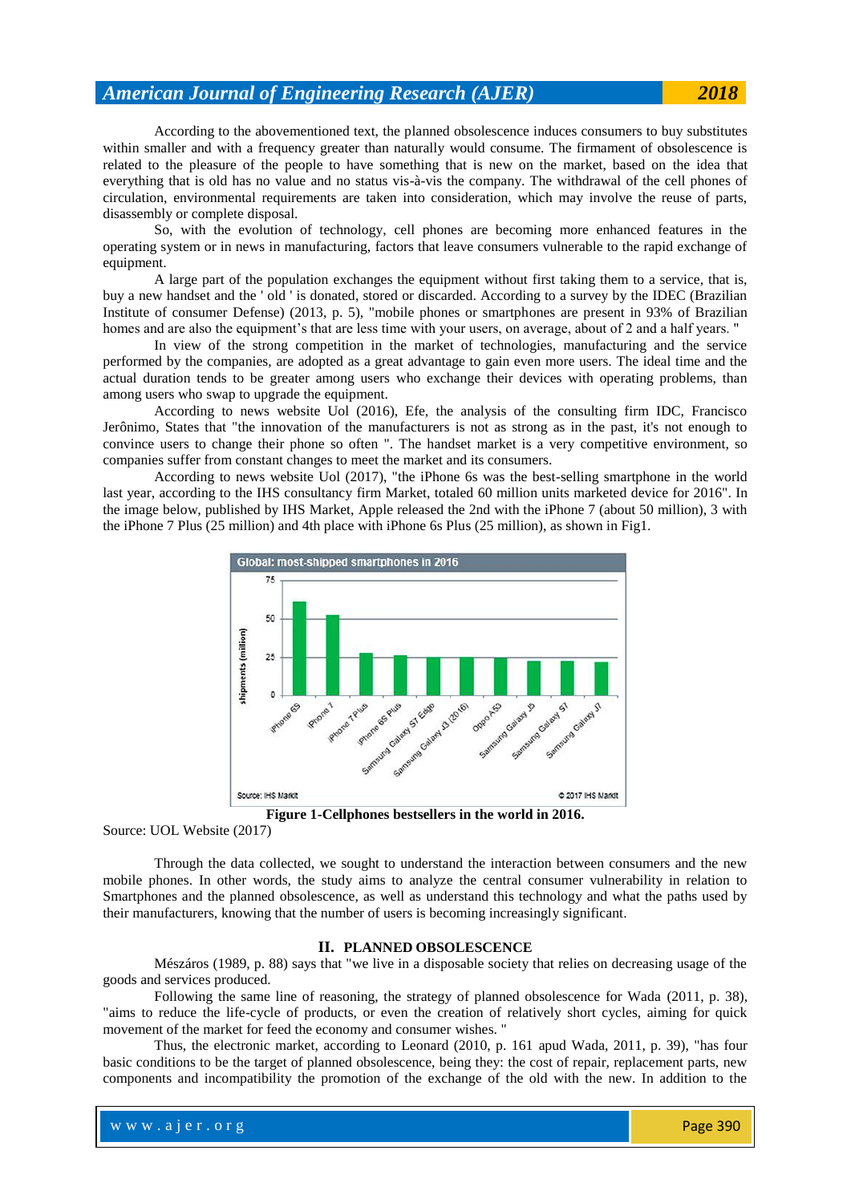According to the abovementioned text, the planned obsolescence induces consumers to buy substitutes within smaller and with a frequency greater than naturally would consume. The firmament of obsolescence is related to the pleasure of the people to have something that is new on the market, based on the idea that everything that is old has no value and no status vis-à-vis the company. The withdrawal of the cell phones of circulation, environmental requirements are taken into consideration, which may involve the reuse of parts, disassembly or complete disposal.

So, with the evolution of technology, cell phones are becoming more enhanced features in the operating system or in news in manufacturing, factors that leave consumers vulnerable to the rapid exchange of equipment.

A large part of the population exchanges the equipment without first taking them to a service, that is, buy a new handset and the ' old ' is donated, stored or discarded. According to a survey by the IDEC (Brazilian Institute of consumer Defense) (2013, p. 5), "mobile phones or smartphones are present in 93% of Brazilian homes and are also the equipment's that are less time with your users, on average, about of 2 and a half years. "

In view of the strong competition in the market of technologies, manufacturing and the service performed by the companies, are adopted as a great advantage to gain even more users. The ideal time and the actual duration tends to be greater among users who exchange their devices with operating problems, than among users who swap to upgrade the equipment.

According to news website Uol (2016), Efe, the analysis of the consulting firm IDC, Francisco Jerônimo, States that "the innovation of the manufacturers is not as strong as in the past, it's not enough to convince users to change their phone so often ". The handset market is a very competitive environment, so companies suffer from constant changes to meet the market and its consumers.

According to news website Uol (2017), "the iPhone 6s was the best-selling smartphone in the world last year, according to the IHS consultancy firm Market, totaled 60 million units marketed device for 2016". In the image below, published by IHS Market, Apple released the 2nd with the iPhone 7 (about 50 million), 3 with the iPhone 7 Plus (25 million) and 4th place with iPhone 6s Plus (25 million), as shown in Fig1.

**Figure 1-Cellphones bestsellers in the world in 2016.**

Source: UOL Website (2017)

Through the data collected, we sought to understand the interaction between consumers and the new mobile phones. In other words, the study aims to analyze the central consumer vulnerability in relation to Smartphones and the planned obsolescence, as well as understand this technology and what the paths used by their manufacturers, knowing that the number of users is becoming increasingly significant.

## II. PLANNED OBSOLESCENCE

Mészáros (1989, p. 88) says that "we live in a disposable society that relies on decreasing usage of the goods and services produced.

Following the same line of reasoning, the strategy of planned obsolescence for Wada (2011, p. 38), "aims to reduce the life-cycle of products, or even the creation of relatively short cycles, aiming for quick movement of the market for feed the economy and consumer wishes. "

Thus, the electronic market, according to Leonard (2010, p. 161 apud Wada, 2011, p. 39), "has four basic conditions to be the target of planned obsolescence, being they: the cost of repair, replacement parts, new components and incompatibility the promotion of the exchange of the old with the new. In addition to the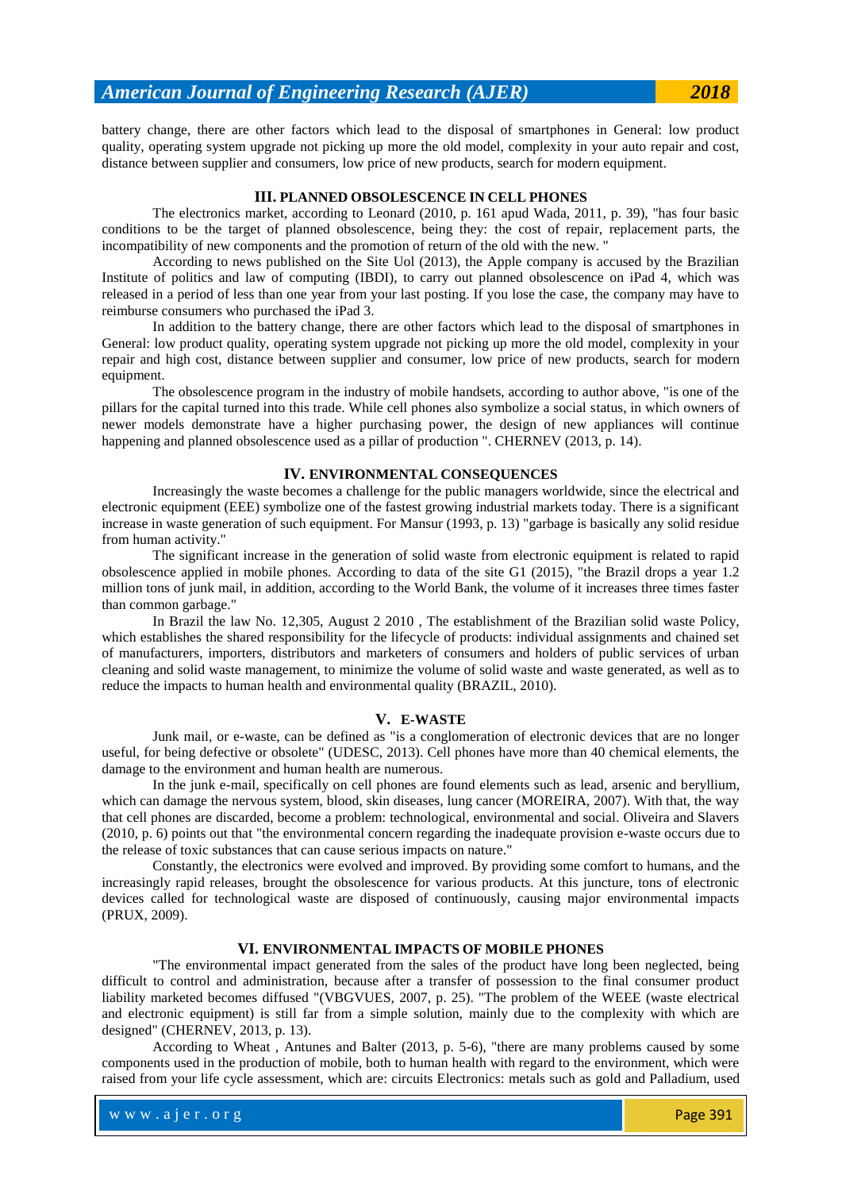battery change, there are other factors which lead to the disposal of smartphones in General: low product quality, operating system upgrade not picking up more the old model, complexity in your auto repair and cost, distance between supplier and consumers, low price of new products, search for modern equipment.

## III. PLANNED OBSOLESCENCE IN CELL PHONES

The electronics market, according to Leonard (2010, p. 161 apud Wada, 2011, p. 39), "has four basic conditions to be the target of planned obsolescence, being they: the cost of repair, replacement parts, the incompatibility of new components and the promotion of return of the old with the new. "

According to news published on the Site Uol (2013), the Apple company is accused by the Brazilian Institute of politics and law of computing (IBDI), to carry out planned obsolescence on iPad 4, which was released in a period of less than one year from your last posting. If you lose the case, the company may have to reimburse consumers who purchased the iPad 3.

In addition to the battery change, there are other factors which lead to the disposal of smartphones in General: low product quality, operating system upgrade not picking up more the old model, complexity in your repair and high cost, distance between supplier and consumer, low price of new products, search for modern equipment.

The obsolescence program in the industry of mobile handsets, according to author above, "is one of the pillars for the capital turned into this trade. While cell phones also symbolize a social status, in which owners of newer models demonstrate have a higher purchasing power, the design of new appliances will continue happening and planned obsolescence used as a pillar of production ". CHERNEV (2013, p. 14).

## IV. ENVIRONMENTAL CONSEQUENCES

Increasingly the waste becomes a challenge for the public managers worldwide, since the electrical and electronic equipment (EEE) symbolize one of the fastest growing industrial markets today. There is a significant increase in waste generation of such equipment. For Mansur (1993, p. 13) "garbage is basically any solid residue from human activity."

The significant increase in the generation of solid waste from electronic equipment is related to rapid obsolescence applied in mobile phones. According to data of the site G1 (2015), "the Brazil drops a year 1.2 million tons of junk mail, in addition, according to the World Bank, the volume of it increases three times faster than common garbage."

In Brazil the law No. 12,305, August 2 2010 , The establishment of the Brazilian solid waste Policy, which establishes the shared responsibility for the lifecycle of products: individual assignments and chained set of manufacturers, importers, distributors and marketers of consumers and holders of public services of urban cleaning and solid waste management, to minimize the volume of solid waste and waste generated, as well as to reduce the impacts to human health and environmental quality (BRAZIL, 2010).

## V. E-WASTE

Junk mail, or e-waste, can be defined as "is a conglomeration of electronic devices that are no longer useful, for being defective or obsolete" (UDESC, 2013). Cell phones have more than 40 chemical elements, the damage to the environment and human health are numerous.

In the junk e-mail, specifically on cell phones are found elements such as lead, arsenic and beryllium, which can damage the nervous system, blood, skin diseases, lung cancer (MOREIRA, 2007). With that, the way that cell phones are discarded, become a problem: technological, environmental and social. Oliveira and Slavers (2010, p. 6) points out that "the environmental concern regarding the inadequate provision e-waste occurs due to the release of toxic substances that can cause serious impacts on nature."

Constantly, the electronics were evolved and improved. By providing some comfort to humans, and the increasingly rapid releases, brought the obsolescence for various products. At this juncture, tons of electronic devices called for technological waste are disposed of continuously, causing major environmental impacts (PRUX, 2009).

## VI. ENVIRONMENTAL IMPACTS OF MOBILE PHONES

"The environmental impact generated from the sales of the product have long been neglected, being difficult to control and administration, because after a transfer of possession to the final consumer product liability marketed becomes diffused "(VBGVUES, 2007, p. 25). "The problem of the WEEE (waste electrical and electronic equipment) is still far from a simple solution, mainly due to the complexity with which are designed" (CHERNEV, 2013, p. 13).

According to Wheat , Antunes and Balter (2013, p. 5-6), "there are many problems caused by some components used in the production of mobile, both to human health with regard to the environment, which were raised from your life cycle assessment, which are: circuits Electronics: metals such as gold and Palladium, used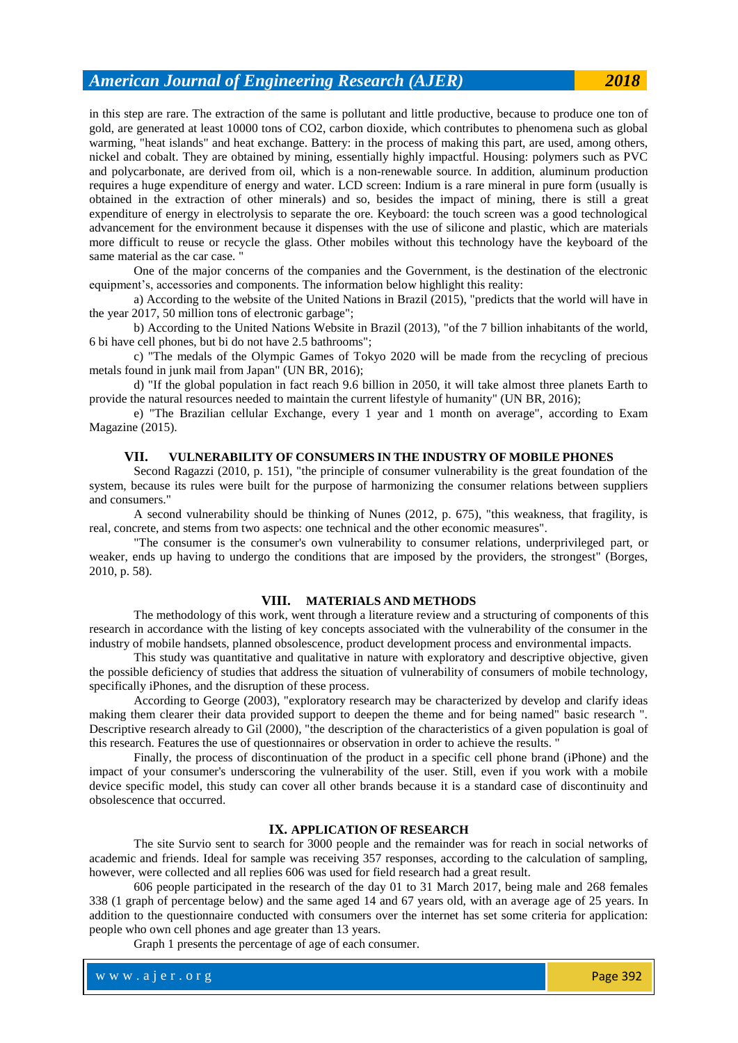in this step are rare. The extraction of the same is pollutant and little productive, because to produce one ton of gold, are generated at least 10000 tons of CO2, carbon dioxide, which contributes to phenomena such as global warming, "heat islands" and heat exchange. Battery: in the process of making this part, are used, among others, nickel and cobalt. They are obtained by mining, essentially highly impactful. Housing: polymers such as PVC and polycarbonate, are derived from oil, which is a non-renewable source. In addition, aluminum production requires a huge expenditure of energy and water. LCD screen: Indium is a rare mineral in pure form (usually is obtained in the extraction of other minerals) and so, besides the impact of mining, there is still a great expenditure of energy in electrolysis to separate the ore. Keyboard: the touch screen was a good technological advancement for the environment because it dispenses with the use of silicone and plastic, which are materials more difficult to reuse or recycle the glass. Other mobiles without this technology have the keyboard of the same material as the car case. "

One of the major concerns of the companies and the Government, is the destination of the electronic equipment's, accessories and components. The information below highlight this reality:

a) According to the website of the United Nations in Brazil (2015), "predicts that the world will have in the year 2017, 50 million tons of electronic garbage";

b) According to the United Nations Website in Brazil (2013), "of the 7 billion inhabitants of the world, 6 bi have cell phones, but bi do not have 2.5 bathrooms";

c) "The medals of the Olympic Games of Tokyo 2020 will be made from the recycling of precious metals found in junk mail from Japan" (UN BR, 2016);

d) "If the global population in fact reach 9.6 billion in 2050, it will take almost three planets Earth to provide the natural resources needed to maintain the current lifestyle of humanity" (UN BR, 2016);

e) "The Brazilian cellular Exchange, every 1 year and 1 month on average", according to Exam Magazine (2015).

## VII. VULNERABILITY OF CONSUMERS IN THE INDUSTRY OF MOBILE PHONES

Second Ragazzi (2010, p. 151), "the principle of consumer vulnerability is the great foundation of the system, because its rules were built for the purpose of harmonizing the consumer relations between suppliers and consumers."

A second vulnerability should be thinking of Nunes (2012, p. 675), "this weakness, that fragility, is real, concrete, and stems from two aspects: one technical and the other economic measures".

"The consumer is the consumer's own vulnerability to consumer relations, underprivileged part, or weaker, ends up having to undergo the conditions that are imposed by the providers, the strongest" (Borges, 2010, p. 58).

## VIII. MATERIALS AND METHODS

The methodology of this work, went through a literature review and a structuring of components of this research in accordance with the listing of key concepts associated with the vulnerability of the consumer in the industry of mobile handsets, planned obsolescence, product development process and environmental impacts.

This study was quantitative and qualitative in nature with exploratory and descriptive objective, given the possible deficiency of studies that address the situation of vulnerability of consumers of mobile technology, specifically iPhones, and the disruption of these process.

According to George (2003), "exploratory research may be characterized by develop and clarify ideas making them clearer their data provided support to deepen the theme and for being named" basic research ". Descriptive research already to Gil (2000), "the description of the characteristics of a given population is goal of this research. Features the use of questionnaires or observation in order to achieve the results. "

Finally, the process of discontinuation of the product in a specific cell phone brand (iPhone) and the impact of your consumer's underscoring the vulnerability of the user. Still, even if you work with a mobile device specific model, this study can cover all other brands because it is a standard case of discontinuity and obsolescence that occurred.

## IX. APPLICATION OF RESEARCH

The site Survio sent to search for 3000 people and the remainder was for reach in social networks of academic and friends. Ideal for sample was receiving 357 responses, according to the calculation of sampling, however, were collected and all replies 606 was used for field research had a great result.

606 people participated in the research of the day 01 to 31 March 2017, being male and 268 females 338 (1 graph of percentage below) and the same aged 14 and 67 years old, with an average age of 25 years. In addition to the questionnaire conducted with consumers over the internet has set some criteria for application: people who own cell phones and age greater than 13 years.

Graph 1 presents the percentage of age of each consumer.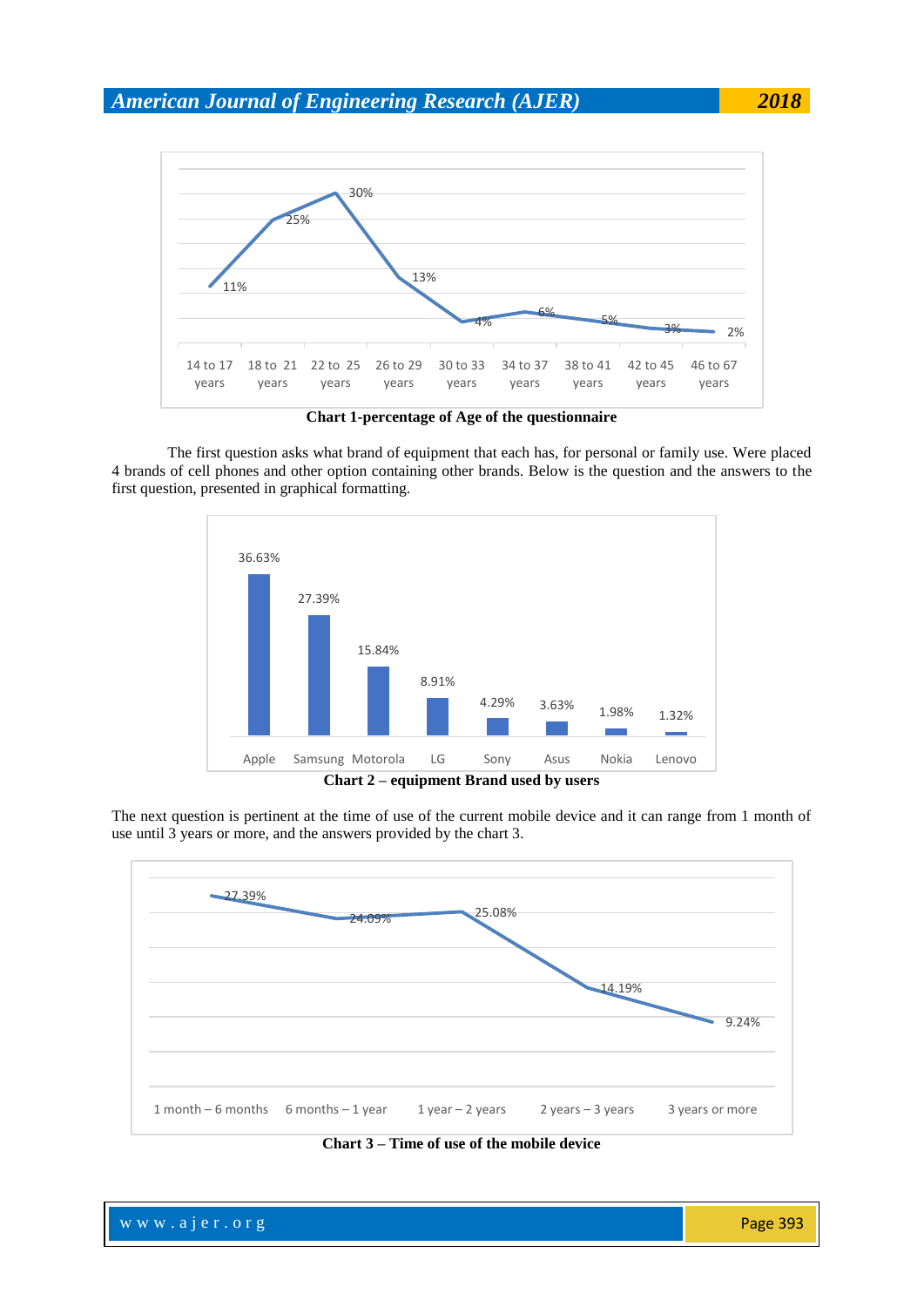| Age | Percentage |
|---|---|
| 14 to 17 years | 11% |
| 18 to 21 years | 25% |
| 22 to 25 years | 30% |
| 26 to 29 years | 13% |
| 30 to 33 years | 4% |
| 34 to 37 years | 6% |
| 38 to 41 years | 5% |
| 42 to 45 years | 3% |
| 46 to 67 years | 2% |

**Chart 1-percentage of Age of the questionnaire**

The first question asks what brand of equipment that each has, for personal or family use. Were placed 4 brands of cell phones and other option containing other brands. Below is the question and the answers to the first question, presented in graphical formatting.

| Brand | Percentage |
|---|---|
| Apple | 36.63% |
| Samsung | 27.39% |
| Motorola | 15.84% |
| LG | 8.91% |
| Sony | 4.29% |
| Asus | 3.63% |
| Nokia | 1.98% |
| Lenovo | 1.32% |

**Chart 2 – equipment Brand used by users**

The next question is pertinent at the time of use of the current mobile device and it can range from 1 month of use until 3 years or more, and the answers provided by the chart 3.

| Time of use | Percentage |
|---|---|
| 1 month – 6 months | 27.39% |
| 6 months – 1 year | 24.09% |
| 1 year – 2 years | 25.08% |
| 2 years – 3 years | 14.19% |
| 3 years or more | 9.24% |

**Chart 3 – Time of use of the mobile device**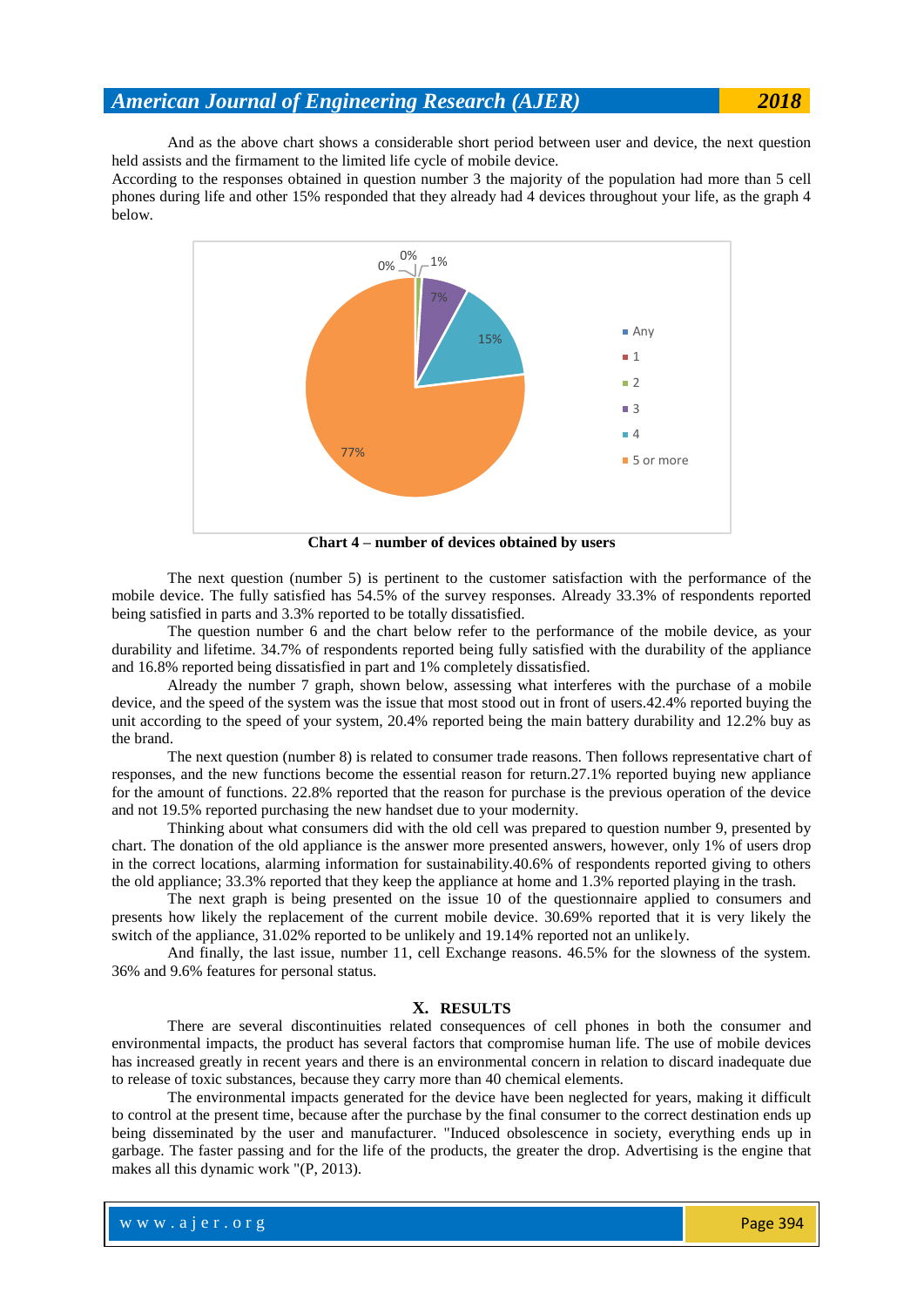And as the above chart shows a considerable short period between user and device, the next question held assists and the firmament to the limited life cycle of mobile device.

According to the responses obtained in question number 3 the majority of the population had more than 5 cell phones during life and other 15% responded that they already had 4 devices throughout your life, as the graph 4 below.

**Chart 4 – number of devices obtained by users**

The next question (number 5) is pertinent to the customer satisfaction with the performance of the mobile device. The fully satisfied has 54.5% of the survey responses. Already 33.3% of respondents reported being satisfied in parts and 3.3% reported to be totally dissatisfied.

The question number 6 and the chart below refer to the performance of the mobile device, as your durability and lifetime. 34.7% of respondents reported being fully satisfied with the durability of the appliance and 16.8% reported being dissatisfied in part and 1% completely dissatisfied.

Already the number 7 graph, shown below, assessing what interferes with the purchase of a mobile device, and the speed of the system was the issue that most stood out in front of users.42.4% reported buying the unit according to the speed of your system, 20.4% reported being the main battery durability and 12.2% buy as the brand.

The next question (number 8) is related to consumer trade reasons. Then follows representative chart of responses, and the new functions become the essential reason for return.27.1% reported buying new appliance for the amount of functions. 22.8% reported that the reason for purchase is the previous operation of the device and not 19.5% reported purchasing the new handset due to your modernity.

Thinking about what consumers did with the old cell was prepared to question number 9, presented by chart. The donation of the old appliance is the answer more presented answers, however, only 1% of users drop in the correct locations, alarming information for sustainability.40.6% of respondents reported giving to others the old appliance; 33.3% reported that they keep the appliance at home and 1.3% reported playing in the trash.

The next graph is being presented on the issue 10 of the questionnaire applied to consumers and presents how likely the replacement of the current mobile device. 30.69% reported that it is very likely the switch of the appliance, 31.02% reported to be unlikely and 19.14% reported not an unlikely.

And finally, the last issue, number 11, cell Exchange reasons. 46.5% for the slowness of the system. 36% and 9.6% features for personal status.

## X. RESULTS

There are several discontinuities related consequences of cell phones in both the consumer and environmental impacts, the product has several factors that compromise human life. The use of mobile devices has increased greatly in recent years and there is an environmental concern in relation to discard inadequate due to release of toxic substances, because they carry more than 40 chemical elements.

The environmental impacts generated for the device have been neglected for years, making it difficult to control at the present time, because after the purchase by the final consumer to the correct destination ends up being disseminated by the user and manufacturer. "Induced obsolescence in society, everything ends up in garbage. The faster passing and for the life of the products, the greater the drop. Advertising is the engine that makes all this dynamic work "(P, 2013).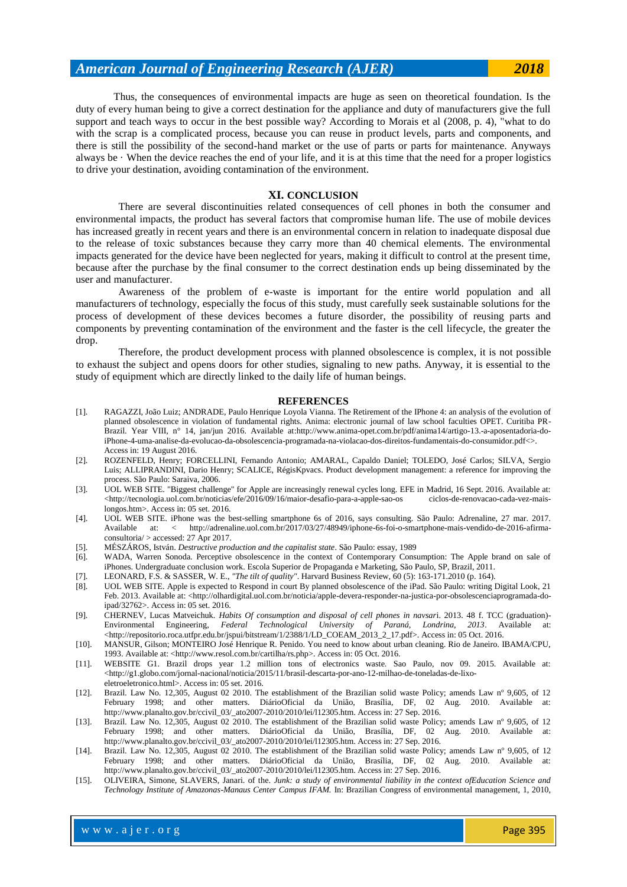Thus, the consequences of environmental impacts are huge as seen on theoretical foundation. Is the duty of every human being to give a correct destination for the appliance and duty of manufacturers give the full support and teach ways to occur in the best possible way? According to Morais et al (2008, p. 4), "what to do with the scrap is a complicated process, because you can reuse in product levels, parts and components, and there is still the possibility of the second-hand market or the use of parts or parts for maintenance. Anyways always be · When the device reaches the end of your life, and it is at this time that the need for a proper logistics to drive your destination, avoiding contamination of the environment.

## XI. CONCLUSION

There are several discontinuities related consequences of cell phones in both the consumer and environmental impacts, the product has several factors that compromise human life. The use of mobile devices has increased greatly in recent years and there is an environmental concern in relation to inadequate disposal due to the release of toxic substances because they carry more than 40 chemical elements. The environmental impacts generated for the device have been neglected for years, making it difficult to control at the present time, because after the purchase by the final consumer to the correct destination ends up being disseminated by the user and manufacturer.

Awareness of the problem of e-waste is important for the entire world population and all manufacturers of technology, especially the focus of this study, must carefully seek sustainable solutions for the process of development of these devices becomes a future disorder, the possibility of reusing parts and components by preventing contamination of the environment and the faster is the cell lifecycle, the greater the drop.

Therefore, the product development process with planned obsolescence is complex, it is not possible to exhaust the subject and opens doors for other studies, signaling to new paths. Anyway, it is essential to the study of equipment which are directly linked to the daily life of human beings.

## REFERENCES

[1]. RAGAZZI, João Luiz; ANDRADE, Paulo Henrique Loyola Vianna. The Retirement of the IPhone 4: an analysis of the evolution of planned obsolescence in violation of fundamental rights. Anima: electronic journal of law school faculties OPET. Curitiba PR-Brazil. Year VIII, n° 14, jan/jun 2016. Available at:http://www.anima-opet.com.br/pdf/anima14/artigo-13.-a-aposentadoria-do-iPhone-4-uma-analise-da-evolucao-da-obsolescencia-programada-na-violacao-dos-direitos-fundamentais-do-consumidor.pdf<>. Access in: 19 August 2016.

[2]. ROZENFELD, Henry; FORCELLINI, Fernando Antonio; AMARAL, Capaldo Daniel; TOLEDO, José Carlos; SILVA, Sergio Luis; ALLIPRANDINI, Dario Henry; SCALICE, RégisKpvacs. Product development management: a reference for improving the process. São Paulo: Saraiva, 2006.

[3]. UOL WEB SITE. "Biggest challenge" for Apple are increasingly renewal cycles long. EFE in Madrid, 16 Sept. 2016. Available at: <http://tecnologia.uol.com.br/noticias/efe/2016/09/16/maior-desafio-para-a-apple-sao-os ciclos-de-renovacao-cada-vez-mais-longos.htm>. Access in: 05 set. 2016.

[4]. UOL WEB SITE. iPhone was the best-selling smartphone 6s of 2016, says consulting. São Paulo: Adrenaline, 27 mar. 2017. Available at: < http://adrenaline.uol.com.br/2017/03/27/48949/iphone-6s-foi-o-smartphone-mais-vendido-de-2016-afirma-consultoria/ > accessed: 27 Apr 2017.

[5]. MÉSZÁROS, István. *Destructive production and the capitalist state*. São Paulo: essay, 1989

[6]. WADA, Warren Sonoda. Perceptive obsolescence in the context of Contemporary Consumption: The Apple brand on sale of iPhones. Undergraduate conclusion work. Escola Superior de Propaganda e Marketing, São Paulo, SP, Brazil, 2011.

[7]. LEONARD, F.S. & SASSER, W. E., *"The tilt of quality"*. Harvard Business Review, 60 (5): 163-171.2010 (p. 164).

[8]. UOL WEB SITE. Apple is expected to Respond in court By planned obsolescence of the iPad. São Paulo: writing Digital Look, 21 Feb. 2013. Available at: <http://olhardigital.uol.com.br/noticia/apple-devera-responder-na-justica-por-obsolescenciaprogramada-do-ipad/32762>. Access in: 05 set. 2016.

[9]. CHERNEV, Lucas Matveichuk. *Habits Of consumption and disposal of cell phones in navsar*i. 2013. 48 f. TCC (graduation)-Environmental Engineering, *Federal Technological University of Paraná, Londrina, 2013*. Available at: <http://repositorio.roca.utfpr.edu.br/jspui/bitstream/1/2388/1/LD_COEAM_2013_2_17.pdf>. Access in: 05 Oct. 2016.

[10]. MANSUR, Gilson; MONTEIRO José Henrique R. Penido. You need to know about urban cleaning. Rio de Janeiro. IBAMA/CPU, 1993. Available at: <http://www.resol.com.br/cartilha/rs.php>. Access in: 05 Oct. 2016.

[11]. WEBSITE G1. Brazil drops year 1.2 million tons of electronics waste. Sao Paulo, nov 09. 2015. Available at: <http://g1.globo.com/jornal-nacional/noticia/2015/11/brasil-descarta-por-ano-12-milhao-de-toneladas-de-lixo-eletroeletronico.html>. Access in: 05 set. 2016.

[12]. Brazil. Law No. 12,305, August 02 2010. The establishment of the Brazilian solid waste Policy; amends Law nº 9,605, of 12 February 1998; and other matters. DiárioOficial da União, Brasília, DF, 02 Aug. 2010. Available at: http://www.planalto.gov.br/ccivil_03/_ato2007-2010/2010/lei/l12305.htm. Access in: 27 Sep. 2016.

[13]. Brazil. Law No. 12,305, August 02 2010. The establishment of the Brazilian solid waste Policy; amends Law nº 9,605, of 12 February 1998; and other matters. DiárioOficial da União, Brasília, DF, 02 Aug. 2010. Available at: http://www.planalto.gov.br/ccivil_03/_ato2007-2010/2010/lei/l12305.htm. Access in: 27 Sep. 2016.

[14]. Brazil. Law No. 12,305, August 02 2010. The establishment of the Brazilian solid waste Policy; amends Law nº 9,605, of 12 February 1998; and other matters. DiárioOficial da União, Brasília, DF, 02 Aug. 2010. Available at: http://www.planalto.gov.br/ccivil_03/_ato2007-2010/2010/lei/l12305.htm. Access in: 27 Sep. 2016.

[15]. OLIVEIRA, Simone, SLAVERS, Janari. of the. *Junk: a study of environmental liability in the context ofEducation Science and Technology Institute of Amazonas-Manaus Center Campus IFAM.* In: Brazilian Congress of environmental management, 1, 2010,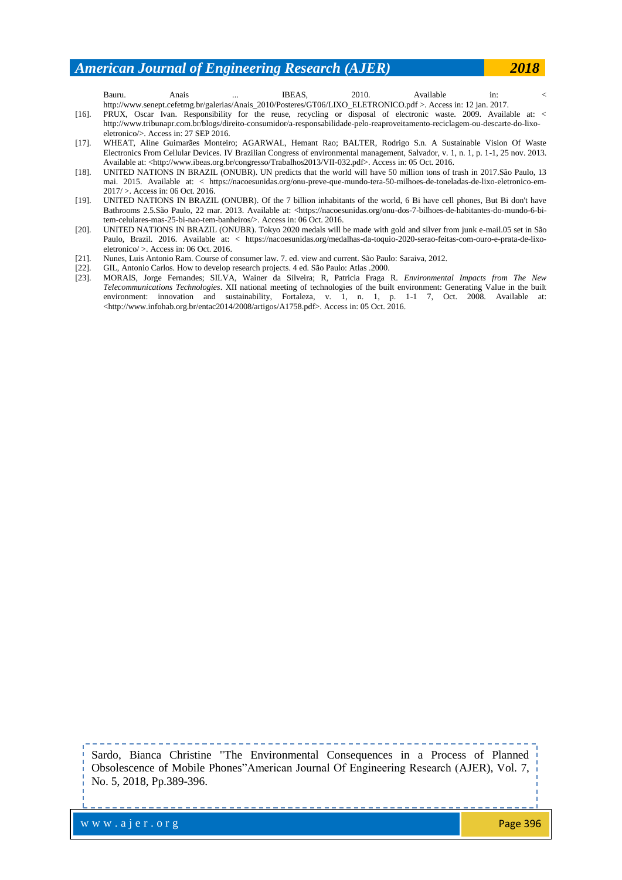Bauru. Anais ... IBEAS, 2010. Available in: < http://www.senept.cefetmg.br/galerias/Anais_2010/Posteres/GT06/LIXO_ELETRONICO.pdf >. Access in: 12 jan. 2017.

[16]. PRUX, Oscar Ivan. Responsibility for the reuse, recycling or disposal of electronic waste. 2009. Available at: < http://www.tribunapr.com.br/blogs/direito-consumidor/a-responsabilidade-pelo-reaproveitamento-reciclagem-ou-descarte-do-lixo-eletronico/>. Access in: 27 SEP 2016.

[17]. WHEAT, Aline Guimarães Monteiro; AGARWAL, Hemant Rao; BALTER, Rodrigo S.n. A Sustainable Vision Of Waste Electronics From Cellular Devices. IV Brazilian Congress of environmental management, Salvador, v. 1, n. 1, p. 1-1, 25 nov. 2013. Available at: <http://www.ibeas.org.br/congresso/Trabalhos2013/VII-032.pdf>. Access in: 05 Oct. 2016.

[18]. UNITED NATIONS IN BRAZIL (ONUBR). UN predicts that the world will have 50 million tons of trash in 2017.São Paulo, 13 mai. 2015. Available at: < https://nacoesunidas.org/onu-preve-que-mundo-tera-50-milhoes-de-toneladas-de-lixo-eletronico-em-2017/ >. Access in: 06 Oct. 2016.

[19]. UNITED NATIONS IN BRAZIL (ONUBR). Of the 7 billion inhabitants of the world, 6 Bi have cell phones, But Bi don't have Bathrooms 2.5.São Paulo, 22 mar. 2013. Available at: <https://nacoesunidas.org/onu-dos-7-bilhoes-de-habitantes-do-mundo-6-bi-tem-celulares-mas-25-bi-nao-tem-banheiros/>. Access in: 06 Oct. 2016.

[20]. UNITED NATIONS IN BRAZIL (ONUBR). Tokyo 2020 medals will be made with gold and silver from junk e-mail.05 set in São Paulo, Brazil. 2016. Available at: < https://nacoesunidas.org/medalhas-da-toquio-2020-serao-feitas-com-ouro-e-prata-de-lixo-eletronico/ >. Access in: 06 Oct. 2016.

[21]. Nunes, Luis Antonio Ram. Course of consumer law. 7. ed. view and current. São Paulo: Saraiva, 2012.

[22]. GIL, Antonio Carlos. How to develop research projects. 4 ed. São Paulo: Atlas .2000.

[23]. MORAIS, Jorge Fernandes; SILVA, Wainer da Silveira; R, Patricia Fraga R. *Environmental Impacts from The New Telecommunications Technologies*. XII national meeting of technologies of the built environment: Generating Value in the built environment: innovation and sustainability, Fortaleza, v. 1, n. 1, p. 1-1 7, Oct. 2008. Available at: <http://www.infohab.org.br/entac2014/2008/artigos/A1758.pdf>. Access in: 05 Oct. 2016.

Sardo, Bianca Christine "The Environmental Consequences in a Process of Planned Obsolescence of Mobile Phones"American Journal Of Engineering Research (AJER), Vol. 7, No. 5, 2018, Pp.389-396.